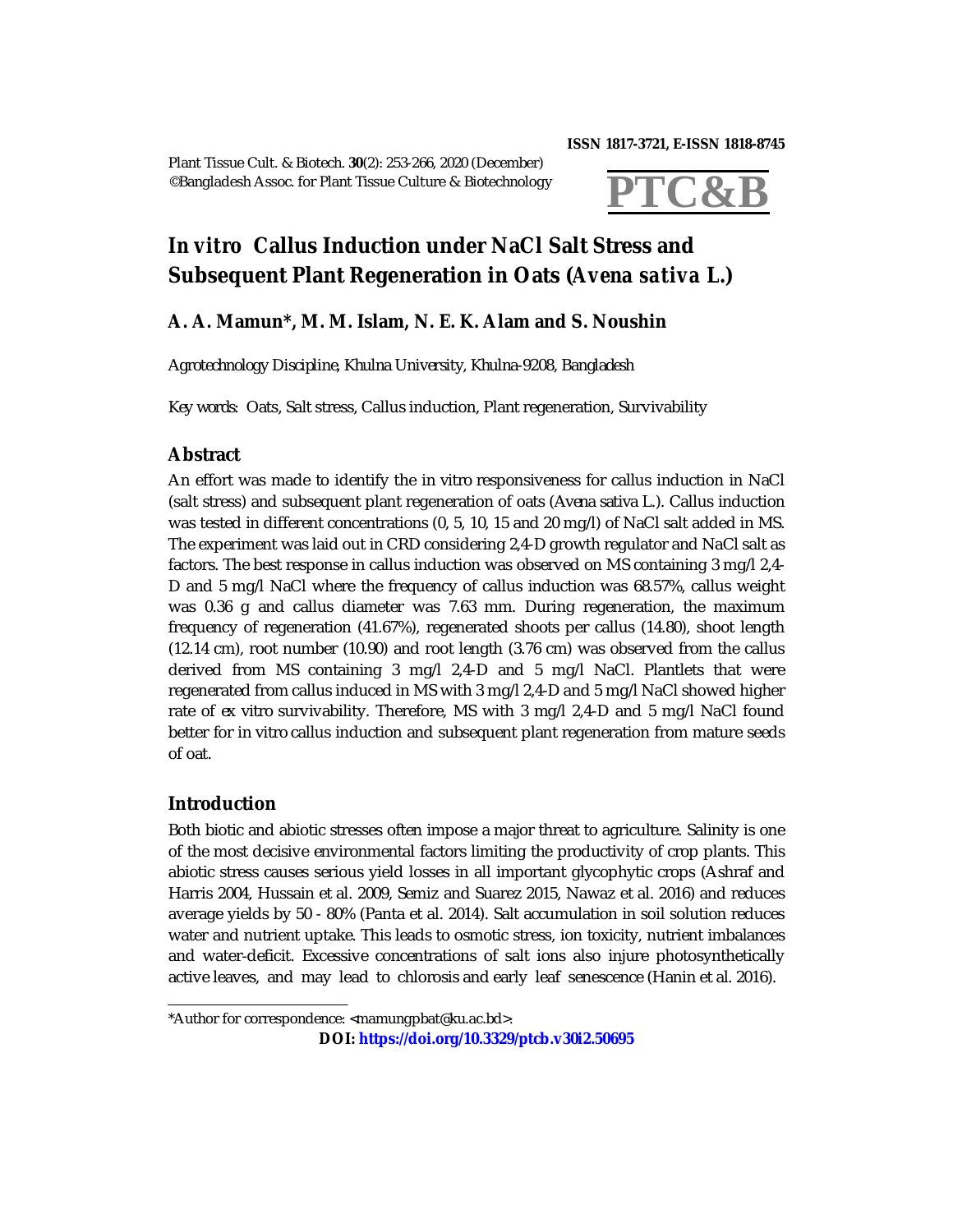# *In vitro* Callus Induction under NaCl Salt Stress and Subsequent Plant Regeneration in Oats (*Avena sativa* L.)

**A. A. Mamun\*, M. M. Islam, N. E. K. Alam and S. Noushin**

*Agrotechnology Discipline, Khulna University, Khulna-9208, Bangladesh*

*Key words:* Oats, Salt stress, Callus induction, Plant regeneration, Survivability

## Abstract

An effort was made to identify the in vitro responsiveness for callus induction in NaCl (salt stress) and subsequent plant regeneration of oats (*Avena sativa* L.). Callus induction was tested in different concentrations (0, 5, 10, 15 and 20 mg/l) of NaCl salt added in MS. The experiment was laid out in CRD considering 2,4-D growth regulator and NaCl salt as factors. The best response in callus induction was observed on MS containing 3 mg/l 2,4-D and 5 mg/l NaCl where the frequency of callus induction was 68.57%, callus weight was 0.36 g and callus diameter was 7.63 mm. During regeneration, the maximum frequency of regeneration (41.67%), regenerated shoots per callus (14.80), shoot length (12.14 cm), root number (10.90) and root length (3.76 cm) was observed from the callus derived from MS containing 3 mg/l 2,4-D and 5 mg/l NaCl. Plantlets that were regenerated from callus induced in MS with 3 mg/l 2,4-D and 5 mg/l NaCl showed higher rate of *ex vitro* survivability. Therefore, MS with 3 mg/l 2,4-D and 5 mg/l NaCl found better for in vitro callus induction and subsequent plant regeneration from mature seeds of oat.

## Introduction

Both biotic and abiotic stresses often impose a major threat to agriculture. Salinity is one of the most decisive environmental factors limiting the productivity of crop plants. This abiotic stress causes serious yield losses in all important glycophytic crops (Ashraf and Harris 2004, Hussain et al. 2009, Semiz and Suarez 2015, Nawaz et al. 2016) and reduces average yields by 50 - 80% (Panta et al. 2014). Salt accumulation in soil solution reduces water and nutrient uptake. This leads to osmotic stress, ion toxicity, nutrient imbalances and water-deficit. Excessive concentrations of salt ions also injure photosynthetically active leaves, and may lead to chlorosis and early leaf senescence (Hanin et al. 2016).

---

\*Author for correspondence: <mamungpbat@ku.ac.bd>.

**DOI: https://doi.org/10.3329/ptcb.v30i2.50695**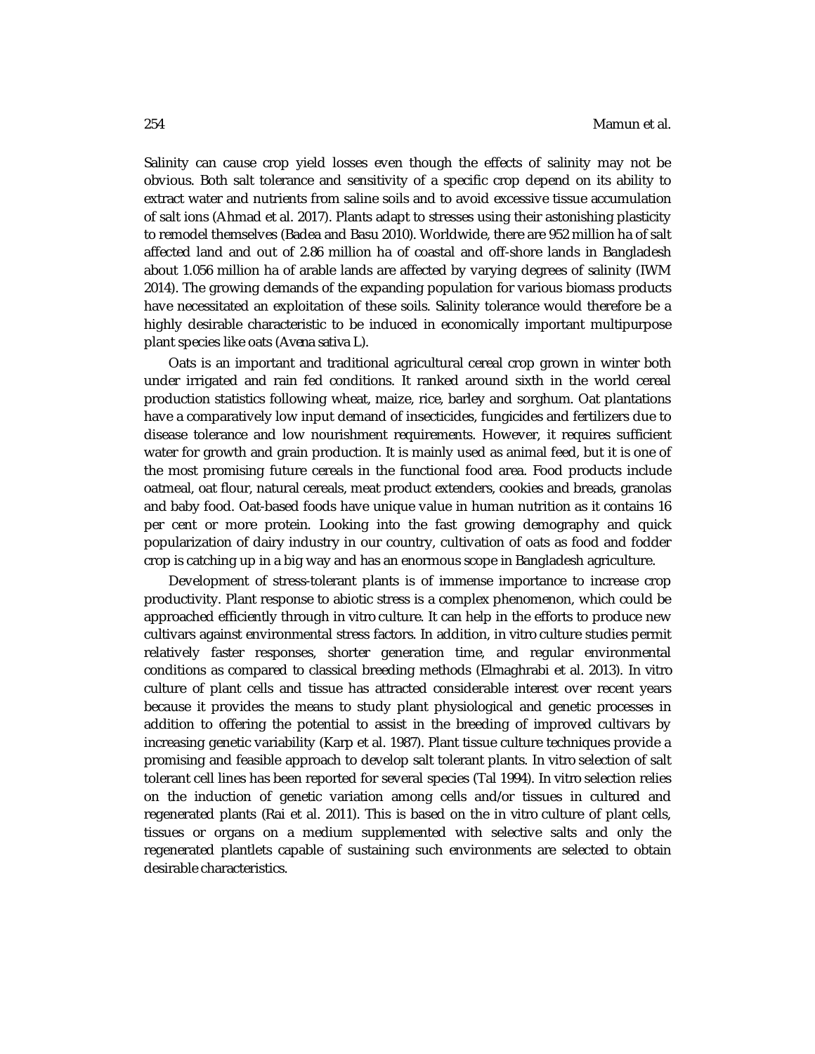Salinity can cause crop yield losses even though the effects of salinity may not be obvious. Both salt tolerance and sensitivity of a specific crop depend on its ability to extract water and nutrients from saline soils and to avoid excessive tissue accumulation of salt ions (Ahmad et al. 2017). Plants adapt to stresses using their astonishing plasticity to remodel themselves (Badea and Basu 2010). Worldwide, there are 952 million ha of salt affected land and out of 2.86 million ha of coastal and off-shore lands in Bangladesh about 1.056 million ha of arable lands are affected by varying degrees of salinity (IWM 2014). The growing demands of the expanding population for various biomass products have necessitated an exploitation of these soils. Salinity tolerance would therefore be a highly desirable characteristic to be induced in economically important multipurpose plant species like oats (*Avena sativa* L).

Oats is an important and traditional agricultural cereal crop grown in winter both under irrigated and rain fed conditions. It ranked around sixth in the world cereal production statistics following wheat, maize, rice, barley and sorghum. Oat plantations have a comparatively low input demand of insecticides, fungicides and fertilizers due to disease tolerance and low nourishment requirements. However, it requires sufficient water for growth and grain production. It is mainly used as animal feed, but it is one of the most promising future cereals in the functional food area. Food products include oatmeal, oat flour, natural cereals, meat product extenders, cookies and breads, granolas and baby food. Oat-based foods have unique value in human nutrition as it contains 16 per cent or more protein. Looking into the fast growing demography and quick popularization of dairy industry in our country, cultivation of oats as food and fodder crop is catching up in a big way and has an enormous scope in Bangladesh agriculture.

Development of stress-tolerant plants is of immense importance to increase crop productivity. Plant response to abiotic stress is a complex phenomenon, which could be approached efficiently through *in vitro* culture. It can help in the efforts to produce new cultivars against environmental stress factors. In addition, *in vitro* culture studies permit relatively faster responses, shorter generation time, and regular environmental conditions as compared to classical breeding methods (Elmaghrabi et al. 2013). *In vitro* culture of plant cells and tissue has attracted considerable interest over recent years because it provides the means to study plant physiological and genetic processes in addition to offering the potential to assist in the breeding of improved cultivars by increasing genetic variability (Karp et al. 1987). Plant tissue culture techniques provide a promising and feasible approach to develop salt tolerant plants. *In vitro* selection of salt tolerant cell lines has been reported for several species (Tal 1994). *In vitro* selection relies on the induction of genetic variation among cells and/or tissues in cultured and regenerated plants (Rai et al. 2011). This is based on the *in vitro* culture of plant cells, tissues or organs on a medium supplemented with selective salts and only the regenerated plantlets capable of sustaining such environments are selected to obtain desirable characteristics.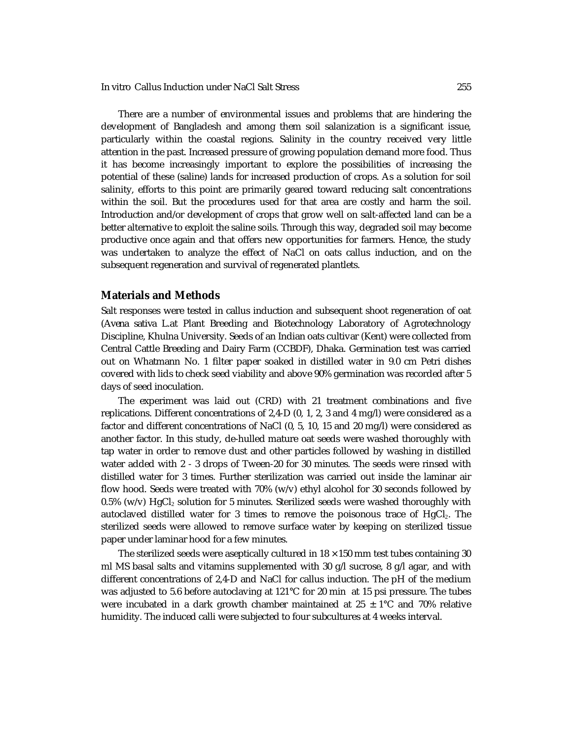There are a number of environmental issues and problems that are hindering the development of Bangladesh and among them soil salanization is a significant issue, particularly within the coastal regions. Salinity in the country received very little attention in the past. Increased pressure of growing population demand more food. Thus it has become increasingly important to explore the possibilities of increasing the potential of these (saline) lands for increased production of crops. As a solution for soil salinity, efforts to this point are primarily geared toward reducing salt concentrations within the soil. But the procedures used for that area are costly and harm the soil. Introduction and/or development of crops that grow well on salt-affected land can be a better alternative to exploit the saline soils. Through this way, degraded soil may become productive once again and that offers new opportunities for farmers. Hence, the study was undertaken to analyze the effect of NaCl on oats callus induction, and on the subsequent regeneration and survival of regenerated plantlets.

## Materials and Methods

Salt responses were tested in callus induction and subsequent shoot regeneration of oat (*Avena sativa* L.at Plant Breeding and Biotechnology Laboratory of Agrotechnology Discipline, Khulna University. Seeds of an Indian oats cultivar (Kent) were collected from Central Cattle Breeding and Dairy Farm (CCBDF), Dhaka. Germination test was carried out on Whatmann No. 1 filter paper soaked in distilled water in 9.0 cm Petri dishes covered with lids to check seed viability and above 90% germination was recorded after 5 days of seed inoculation.

The experiment was laid out (CRD) with 21 treatment combinations and five replications. Different concentrations of 2,4-D (0, 1, 2, 3 and 4 mg/l) were considered as a factor and different concentrations of NaCl (0, 5, 10, 15 and 20 mg/l) were considered as another factor. In this study, de-hulled mature oat seeds were washed thoroughly with tap water in order to remove dust and other particles followed by washing in distilled water added with 2 - 3 drops of Tween-20 for 30 minutes. The seeds were rinsed with distilled water for 3 times. Further sterilization was carried out inside the laminar air flow hood. Seeds were treated with 70% (w/v) ethyl alcohol for 30 seconds followed by 0.5% (w/v) $HgCl_2$ solution for 5 minutes. Sterilized seeds were washed thoroughly with autoclaved distilled water for 3 times to remove the poisonous trace of $HgCl_2$. The sterilized seeds were allowed to remove surface water by keeping on sterilized tissue paper under laminar hood for a few minutes.

The sterilized seeds were aseptically cultured in 18 × 150 mm test tubes containing 30 ml MS basal salts and vitamins supplemented with 30 g/l sucrose, 8 g/l agar, and with different concentrations of 2,4-D and NaCl for callus induction. The pH of the medium was adjusted to 5.6 before autoclaving at 121°C for 20 min at 15 psi pressure. The tubes were incubated in a dark growth chamber maintained at 25 ± 1°C and 70% relative humidity. The induced calli were subjected to four subcultures at 4 weeks interval.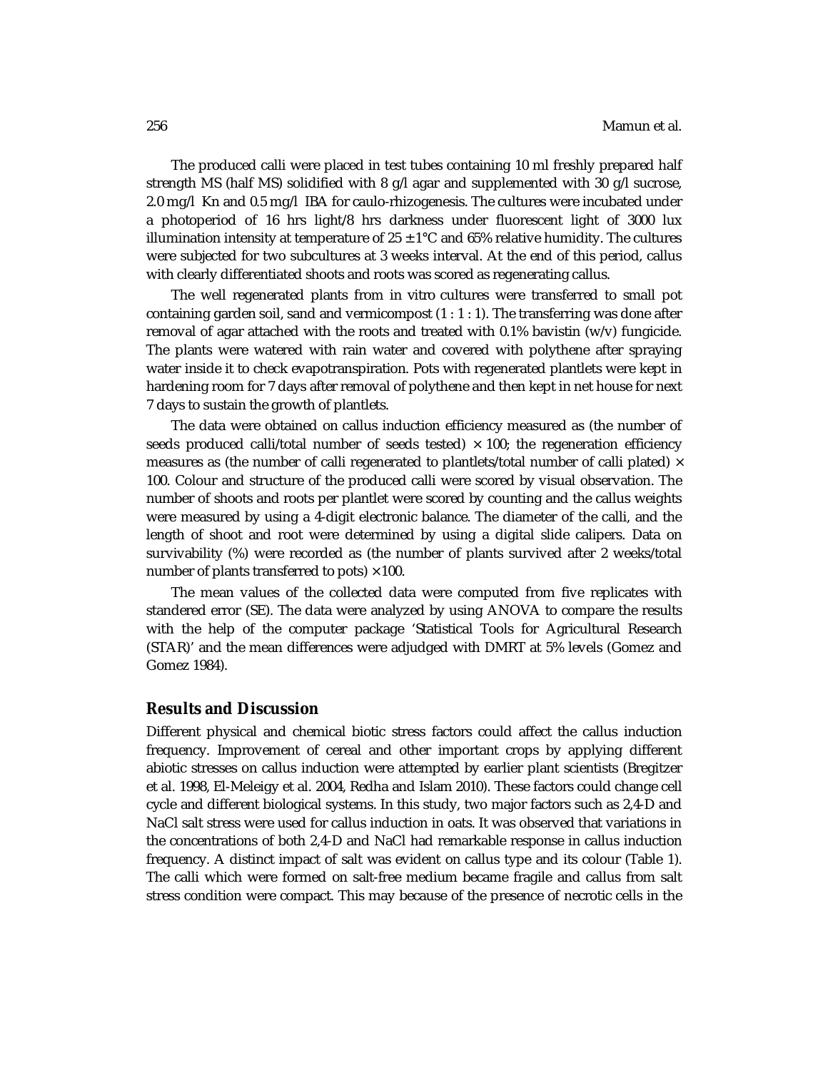The produced calli were placed in test tubes containing 10 ml freshly prepared half strength MS (half MS) solidified with 8 g/l agar and supplemented with 30 g/l sucrose, 2.0 mg/l Kn and 0.5 mg/l IBA for caulo-rhizogenesis. The cultures were incubated under a photoperiod of 16 hrs light/8 hrs darkness under fluorescent light of 3000 lux illumination intensity at temperature of 25 ± 1°C and 65% relative humidity. The cultures were subjected for two subcultures at 3 weeks interval. At the end of this period, callus with clearly differentiated shoots and roots was scored as regenerating callus.

The well regenerated plants from in vitro cultures were transferred to small pot containing garden soil, sand and vermicompost (1 : 1 : 1). The transferring was done after removal of agar attached with the roots and treated with 0.1% bavistin (w/v) fungicide. The plants were watered with rain water and covered with polythene after spraying water inside it to check evapotranspiration. Pots with regenerated plantlets were kept in hardening room for 7 days after removal of polythene and then kept in net house for next 7 days to sustain the growth of plantlets.

The data were obtained on callus induction efficiency measured as (the number of seeds produced calli/total number of seeds tested) × 100; the regeneration efficiency measures as (the number of calli regenerated to plantlets/total number of calli plated) × 100. Colour and structure of the produced calli were scored by visual observation. The number of shoots and roots per plantlet were scored by counting and the callus weights were measured by using a 4-digit electronic balance. The diameter of the calli, and the length of shoot and root were determined by using a digital slide calipers. Data on survivability (%) were recorded as (the number of plants survived after 2 weeks/total number of plants transferred to pots) × 100.

The mean values of the collected data were computed from five replicates with standered error (SE). The data were analyzed by using ANOVA to compare the results with the help of the computer package 'Statistical Tools for Agricultural Research (STAR)' and the mean differences were adjudged with DMRT at 5% levels (Gomez and Gomez 1984).

## Results and Discussion

Different physical and chemical biotic stress factors could affect the callus induction frequency. Improvement of cereal and other important crops by applying different abiotic stresses on callus induction were attempted by earlier plant scientists (Bregitzer et al. 1998, El-Meleigy et al. 2004, Redha and Islam 2010). These factors could change cell cycle and different biological systems. In this study, two major factors such as 2,4-D and NaCl salt stress were used for callus induction in oats. It was observed that variations in the concentrations of both 2,4-D and NaCl had remarkable response in callus induction frequency. A distinct impact of salt was evident on callus type and its colour (Table 1). The calli which were formed on salt-free medium became fragile and callus from salt stress condition were compact. This may because of the presence of necrotic cells in the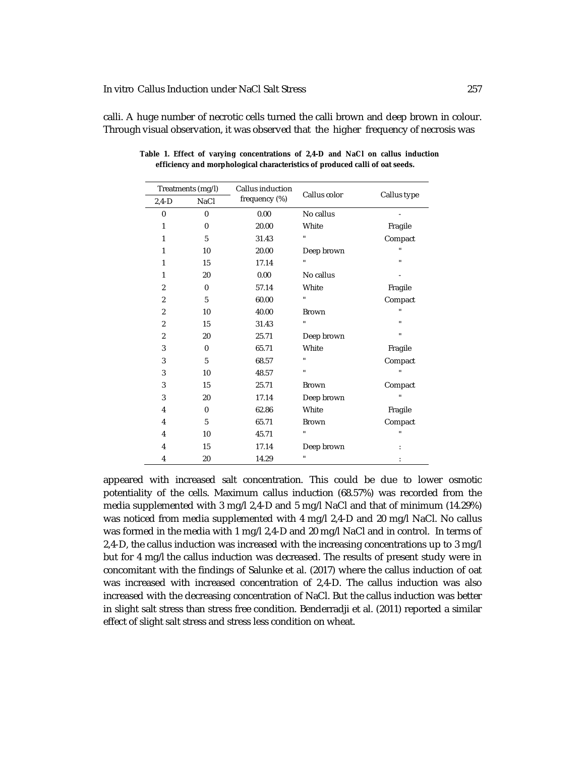calli. A huge number of necrotic cells turned the calli brown and deep brown in colour. Through visual observation, it was observed that the higher frequency of necrosis was

**Table 1. Effect of varying concentrations of 2,4-D and NaCl on callus induction efficiency and morphological characteristics of produced calli of oat seeds.**

| Treatments (mg/l) | | Callus induction frequency (%) | Callus color | Callus type |
|---|---|---|---|---|
| 2,4-D | NaCl | | | |
| 0 | 0 | 0.00 | No callus | - |
| 1 | 0 | 20.00 | White | Fragile |
| 1 | 5 | 31.43 | " | Compact |
| 1 | 10 | 20.00 | Deep brown | " |
| 1 | 15 | 17.14 | " | " |
| 1 | 20 | 0.00 | No callus | - |
| 2 | 0 | 57.14 | White | Fragile |
| 2 | 5 | 60.00 | " | Compact |
| 2 | 10 | 40.00 | Brown | " |
| 2 | 15 | 31.43 | " | " |
| 2 | 20 | 25.71 | Deep brown | " |
| 3 | 0 | 65.71 | White | Fragile |
| 3 | 5 | 68.57 | " | Compact |
| 3 | 10 | 48.57 | " | " |
| 3 | 15 | 25.71 | Brown | Compact |
| 3 | 20 | 17.14 | Deep brown | " |
| 4 | 0 | 62.86 | White | Fragile |
| 4 | 5 | 65.71 | Brown | Compact |
| 4 | 10 | 45.71 | " | " |
| 4 | 15 | 17.14 | Deep brown | : |
| 4 | 20 | 14.29 | " | : |

appeared with increased salt concentration. This could be due to lower osmotic potentiality of the cells. Maximum callus induction (68.57%) was recorded from the media supplemented with 3 mg/l 2,4-D and 5 mg/l NaCl and that of minimum (14.29%) was noticed from media supplemented with 4 mg/l 2,4-D and 20 mg/l NaCl. No callus was formed in the media with 1 mg/l 2,4-D and 20 mg/l NaCl and in control. In terms of 2,4-D, the callus induction was increased with the increasing concentrations up to 3 mg/l but for 4 mg/l the callus induction was decreased. The results of present study were in concomitant with the findings of Salunke et al. (2017) where the callus induction of oat was increased with increased concentration of 2,4-D. The callus induction was also increased with the decreasing concentration of NaCl. But the callus induction was better in slight salt stress than stress free condition. Benderradji et al. (2011) reported a similar effect of slight salt stress and stress less condition on wheat.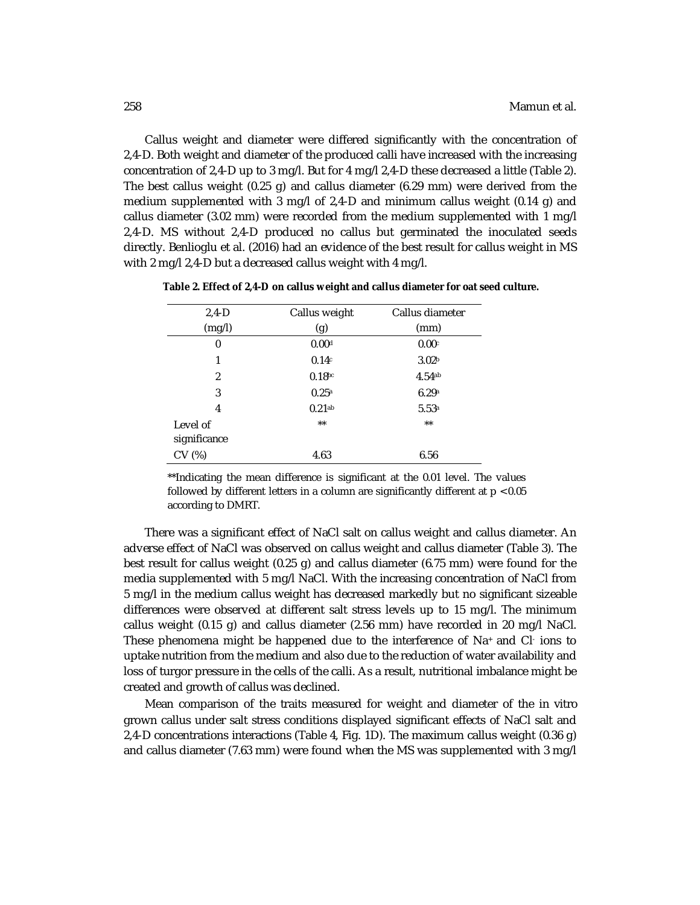Callus weight and diameter were differed significantly with the concentration of 2,4-D. Both weight and diameter of the produced calli have increased with the increasing concentration of 2,4-D up to 3 mg/l. But for 4 mg/l 2,4-D these decreased a little (Table 2). The best callus weight (0.25 g) and callus diameter (6.29 mm) were derived from the medium supplemented with 3 mg/l of 2,4-D and minimum callus weight (0.14 g) and callus diameter (3.02 mm) were recorded from the medium supplemented with 1 mg/l 2,4-D. MS without 2,4-D produced no callus but germinated the inoculated seeds directly. Benlioglu et al. (2016) had an evidence of the best result for callus weight in MS with 2 mg/l 2,4-D but a decreased callus weight with 4 mg/l.

**Table 2. Effect of 2,4-D on callus weight and callus diameter for oat seed culture.**

| 2,4-D (mg/l) | Callus weight (g) | Callus diameter (mm) |
|---|---|---|
| 0 | 0.00[d] | 0.00[c] |
| 1 | 0.14[c] | 3.02[b] |
| 2 | 0.18[bc] | 4.54[ab] |
| 3 | 0.25[a] | 6.29[a] |
| 4 | 0.21[ab] | 5.53[a] |
| Level of significance | ** | ** |
| CV (%) | 4.63 | 6.56 |

**Indicating the mean difference is significant at the 0.01 level. The values followed by different letters in a column are significantly different at $p < 0.05$ according to DMRT.

There was a significant effect of NaCl salt on callus weight and callus diameter. An adverse effect of NaCl was observed on callus weight and callus diameter (Table 3). The best result for callus weight (0.25 g) and callus diameter (6.75 mm) were found for the media supplemented with 5 mg/l NaCl. With the increasing concentration of NaCl from 5 mg/l in the medium callus weight has decreased markedly but no significant sizeable differences were observed at different salt stress levels up to 15 mg/l. The minimum callus weight (0.15 g) and callus diameter (2.56 mm) have recorded in 20 mg/l NaCl. These phenomena might be happened due to the interference of $Na^+$ and $Cl^-$ ions to uptake nutrition from the medium and also due to the reduction of water availability and loss of turgor pressure in the cells of the calli. As a result, nutritional imbalance might be created and growth of callus was declined.

Mean comparison of the traits measured for weight and diameter of the in vitro grown callus under salt stress conditions displayed significant effects of NaCl salt and 2,4-D concentrations interactions (Table 4, Fig. 1D). The maximum callus weight (0.36 g) and callus diameter (7.63 mm) were found when the MS was supplemented with 3 mg/l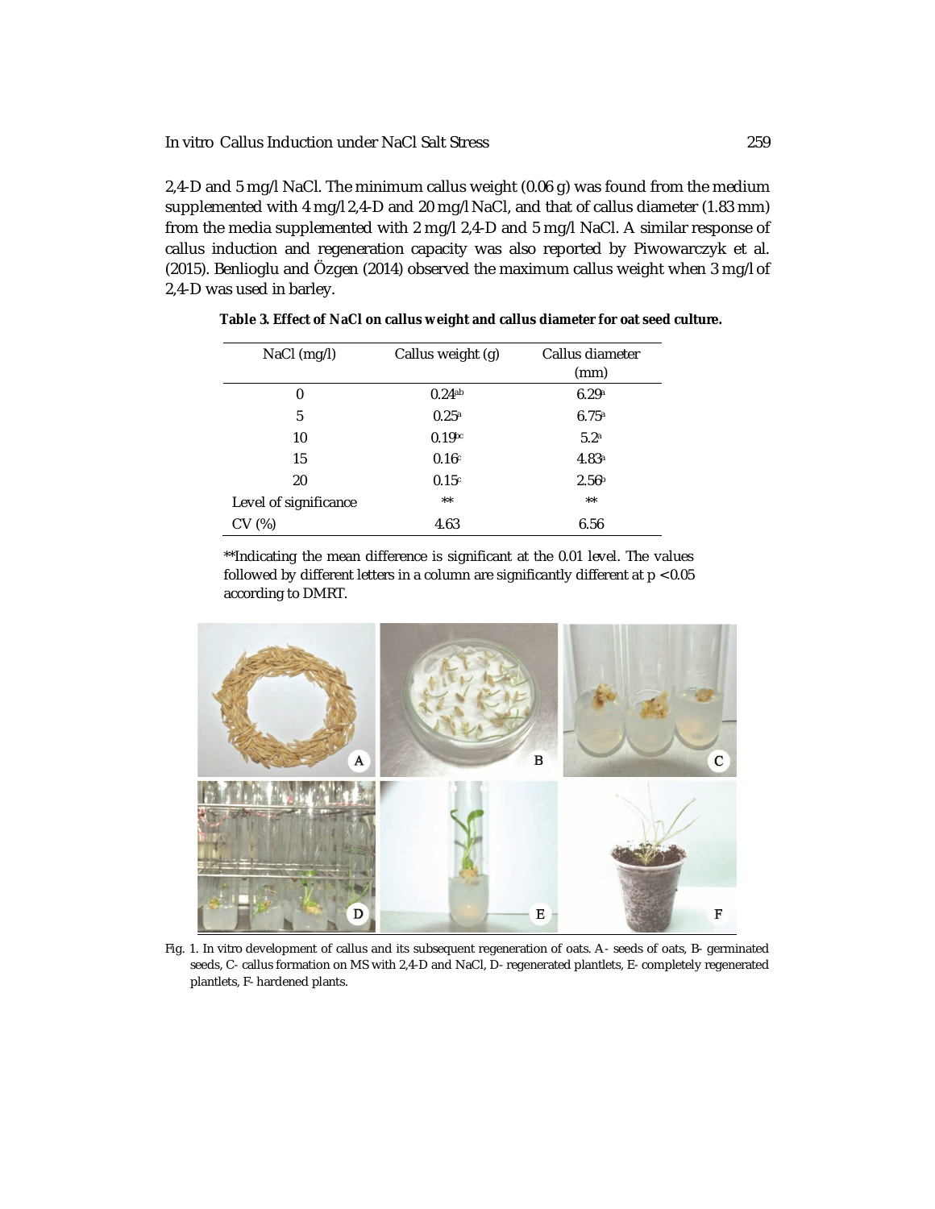2,4-D and 5 mg/l NaCl. The minimum callus weight (0.06 g) was found from the medium supplemented with 4 mg/l 2,4-D and 20 mg/l NaCl, and that of callus diameter (1.83 mm) from the media supplemented with 2 mg/l 2,4-D and 5 mg/l NaCl. A similar response of callus induction and regeneration capacity was also reported by Piwowarczyk et al. (2015). Benlioglu and Özgen (2014) observed the maximum callus weight when 3 mg/l of 2,4-D was used in barley.

**Table 3. Effect of NaCl on callus weight and callus diameter for oat seed culture.**

| NaCl (mg/l) | Callus weight (g) | Callus diameter (mm) |
|---|---|---|
| 0 | 0.24[ab] | 6.29[a] |
| 5 | 0.25[a] | 6.75[a] |
| 10 | 0.19[bc] | 5.2[a] |
| 15 | 0.16[c] | 4.83[a] |
| 20 | 0.15[c] | 2.56[b] |
| Level of significance | ** | ** |
| CV (%) | 4.63 | 6.56 |

**Indicating the mean difference is significant at the 0.01 level. The values followed by different letters in a column are significantly different at $p < 0.05$ according to DMRT.

Fig. 1. In vitro development of callus and its subsequent regeneration of oats. A- seeds of oats, B- germinated seeds, C- callus formation on MS with 2,4-D and NaCl, D- regenerated plantlets, E- completely regenerated plantlets, F- hardened plants.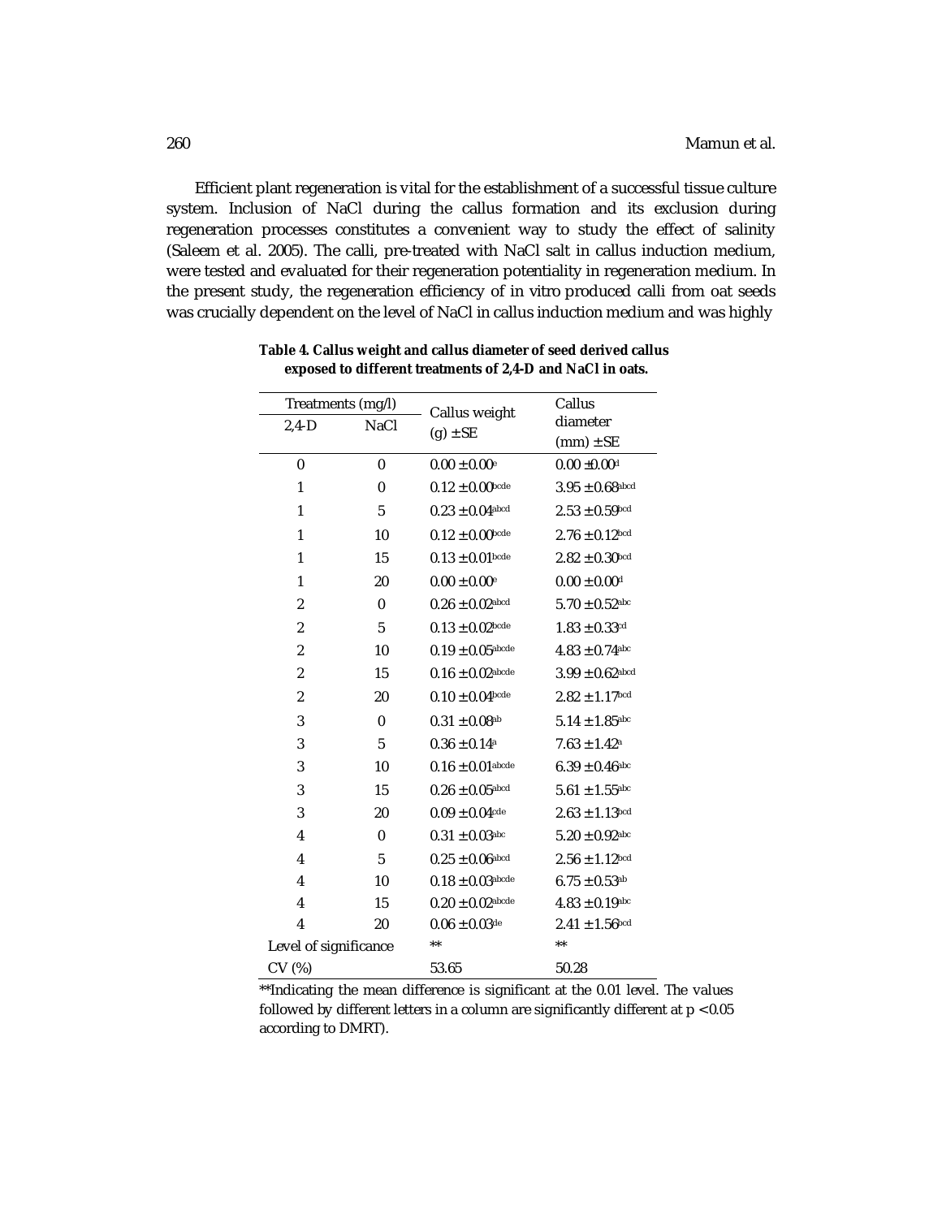Efficient plant regeneration is vital for the establishment of a successful tissue culture system. Inclusion of NaCl during the callus formation and its exclusion during regeneration processes constitutes a convenient way to study the effect of salinity (Saleem et al. 2005). The calli, pre-treated with NaCl salt in callus induction medium, were tested and evaluated for their regeneration potentiality in regeneration medium. In the present study, the regeneration efficiency of in vitro produced calli from oat seeds was crucially dependent on the level of NaCl in callus induction medium and was highly

**Table 4. Callus weight and callus diameter of seed derived callus exposed to different treatments of 2,4-D and NaCl in oats.**

| Treatments (mg/l) | | Callus weight (g) ± SE | Callus diameter (mm) ± SE |
|---|---|---|---|
| 2,4-D | NaCl | | |
| 0 | 0 | 0.00 ± 0.00[e] | 0.00 ±0.00[d] |
| 1 | 0 | 0.12 ± 0.00[bcde] | 3.95 ± 0.68[abcd] |
| 1 | 5 | 0.23 ± 0.04[abcd] | 2.53 ± 0.59[bcd] |
| 1 | 10 | 0.12 ± 0.00[bcde] | 2.76 ± 0.12[bcd] |
| 1 | 15 | 0.13 ± 0.01[bcde] | 2.82 ± 0.30[bcd] |
| 1 | 20 | 0.00 ± 0.00[e] | 0.00 ± 0.00[d] |
| 2 | 0 | 0.26 ± 0.02[abcd] | 5.70 ± 0.52[abc] |
| 2 | 5 | 0.13 ± 0.02[bcde] | 1.83 ± 0.33[cd] |
| 2 | 10 | 0.19 ± 0.05[abcde] | 4.83 ± 0.74[abc] |
| 2 | 15 | 0.16 ± 0.02[abcde] | 3.99 ± 0.62[abcd] |
| 2 | 20 | 0.10 ± 0.04[bcde] | 2.82 ± 1.17[bcd] |
| 3 | 0 | 0.31 ± 0.08[ab] | 5.14 ± 1.85[abc] |
| 3 | 5 | 0.36 ± 0.14[a] | 7.63 ± 1.42[a] |
| 3 | 10 | 0.16 ± 0.01[abcde] | 6.39 ± 0.46[abc] |
| 3 | 15 | 0.26 ± 0.05[abcd] | 5.61 ± 1.55[abc] |
| 3 | 20 | 0.09 ± 0.04[cde] | 2.63 ± 1.13[bcd] |
| 4 | 0 | 0.31 ± 0.03[abc] | 5.20 ± 0.92[abc] |
| 4 | 5 | 0.25 ± 0.06[abcd] | 2.56 ± 1.12[bcd] |
| 4 | 10 | 0.18 ± 0.03[abcde] | 6.75 ± 0.53[ab] |
| 4 | 15 | 0.20 ± 0.02[abcde] | 4.83 ± 0.19[abc] |
| 4 | 20 | 0.06 ± 0.03[de] | 2.41 ± 1.56[bcd] |
| Level of significance | | ** | ** |
| CV (%) | | 53.65 | 50.28 |

**Indicating the mean difference is significant at the 0.01 level. The values followed by different letters in a column are significantly different at $p < 0.05$ according to DMRT).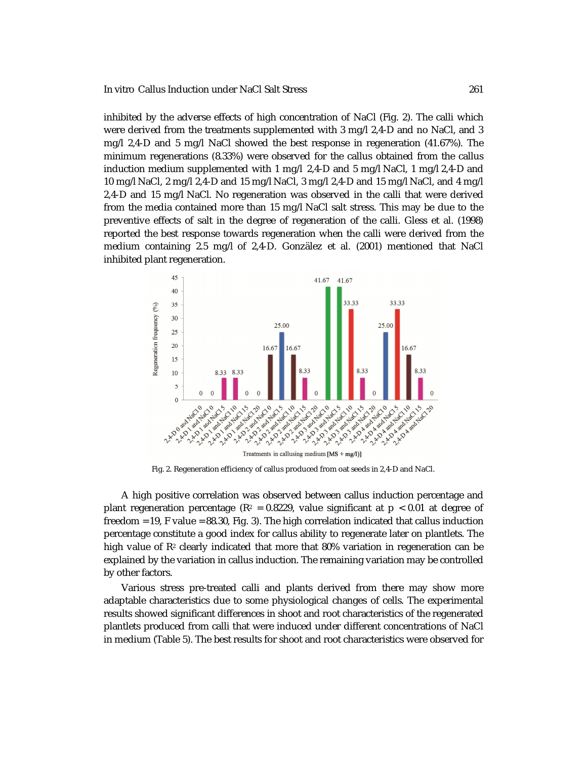inhibited by the adverse effects of high concentration of NaCl (Fig. 2). The calli which were derived from the treatments supplemented with 3 mg/l 2,4-D and no NaCl, and 3 mg/l 2,4-D and 5 mg/l NaCl showed the best response in regeneration (41.67%). The minimum regenerations (8.33%) were observed for the callus obtained from the callus induction medium supplemented with 1 mg/l 2,4-D and 5 mg/l NaCl, 1 mg/l 2,4-D and 10 mg/l NaCl, 2 mg/l 2,4-D and 15 mg/l NaCl, 3 mg/l 2,4-D and 15 mg/l NaCl, and 4 mg/l 2,4-D and 15 mg/l NaCl. No regeneration was observed in the calli that were derived from the media contained more than 15 mg/l NaCl salt stress. This may be due to the preventive effects of salt in the degree of regeneration of the calli. Gless et al. (1998) reported the best response towards regeneration when the calli were derived from the medium containing 2.5 mg/l of 2,4-D. Gonzälez et al. (2001) mentioned that NaCl inhibited plant regeneration.

Fig. 2. Regeneration efficiency of callus produced from oat seeds in 2,4-D and NaCl.

A high positive correlation was observed between callus induction percentage and plant regeneration percentage ($R^2 = 0.8229$, value significant at $p < 0.01$ at degree of freedom = 19, F value = 88.30, Fig. 3). The high correlation indicated that callus induction percentage constitute a good index for callus ability to regenerate later on plantlets. The high value of $R^2$ clearly indicated that more that 80% variation in regeneration can be explained by the variation in callus induction. The remaining variation may be controlled by other factors.

Various stress pre-treated calli and plants derived from there may show more adaptable characteristics due to some physiological changes of cells. The experimental results showed significant differences in shoot and root characteristics of the regenerated plantlets produced from calli that were induced under different concentrations of NaCl in medium (Table 5). The best results for shoot and root characteristics were observed for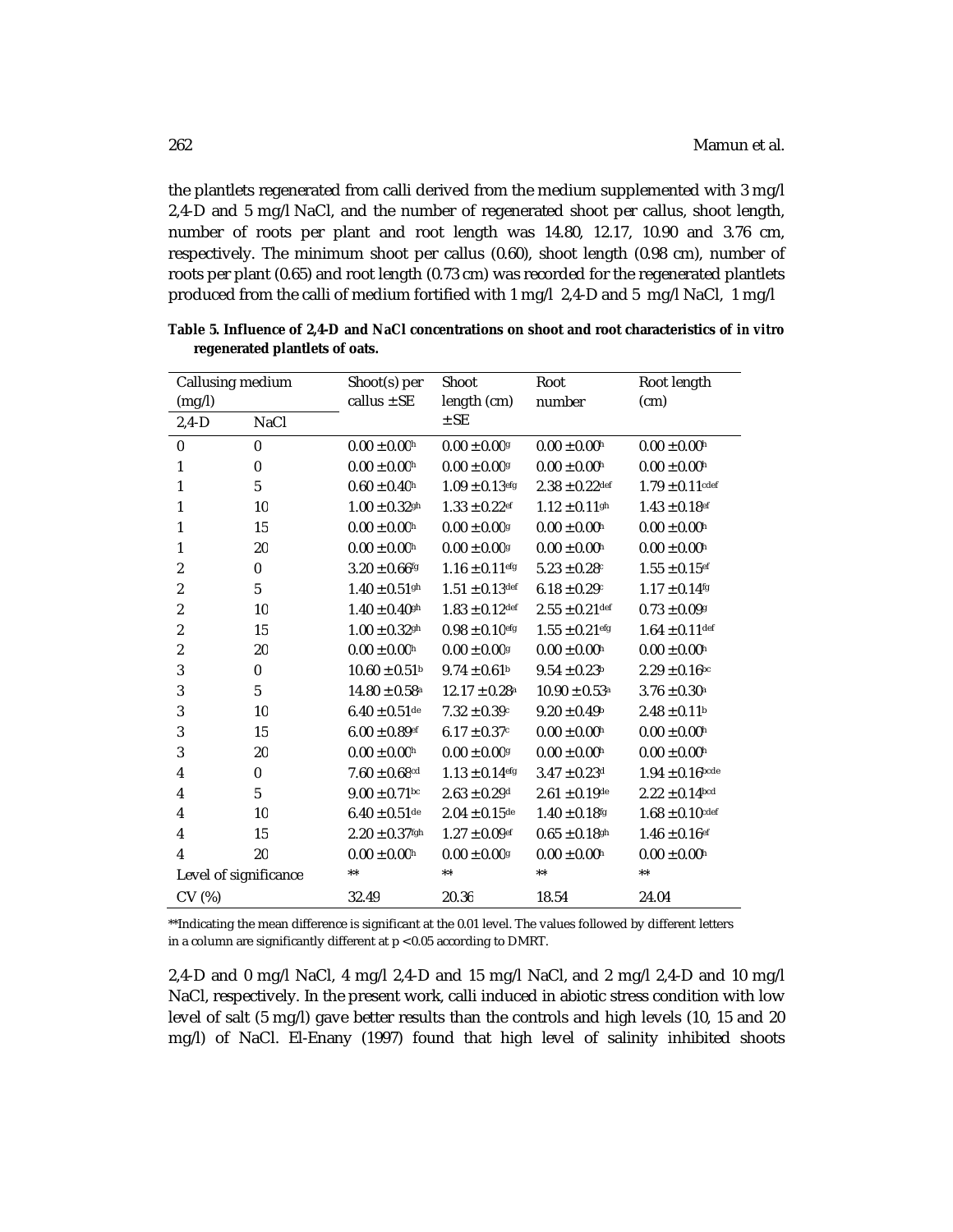the plantlets regenerated from calli derived from the medium supplemented with 3 mg/l 2,4-D and 5 mg/l NaCl, and the number of regenerated shoot per callus, shoot length, number of roots per plant and root length was 14.80, 12.17, 10.90 and 3.76 cm, respectively. The minimum shoot per callus (0.60), shoot length (0.98 cm), number of roots per plant (0.65) and root length (0.73 cm) was recorded for the regenerated plantlets produced from the calli of medium fortified with 1 mg/l 2,4-D and 5 mg/l NaCl, 1 mg/l

**Table 5. Influence of 2,4-D and NaCl concentrations on shoot and root characteristics of *in vitro* regenerated plantlets of oats.**

| Callusing medium (mg/l) | | Shoot(s) per callus ± SE | Shoot length (cm) ± SE | Root number | Root length (cm) |
|---|---|---|---|---|---|
| 2,4-D | NaCl | | | | |
| 0 | 0 | 0.00 ± 0.00[h] | 0.00 ± 0.00[g] | 0.00 ± 0.00[h] | 0.00 ± 0.00[h] |
| 1 | 0 | 0.00 ± 0.00[h] | 0.00 ± 0.00[g] | 0.00 ± 0.00[h] | 0.00 ± 0.00[h] |
| 1 | 5 | 0.60 ± 0.40[h] | 1.09 ± 0.13[efg] | 2.38 ± 0.22[def] | 1.79 ± 0.11[cdef] |
| 1 | 10 | 1.00 ± 0.32[gh] | 1.33 ± 0.22[ef] | 1.12 ± 0.11[gh] | 1.43 ± 0.18[ef] |
| 1 | 15 | 0.00 ± 0.00[h] | 0.00 ± 0.00[g] | 0.00 ± 0.00[h] | 0.00 ± 0.00[h] |
| 1 | 20 | 0.00 ± 0.00[h] | 0.00 ± 0.00[g] | 0.00 ± 0.00[h] | 0.00 ± 0.00[h] |
| 2 | 0 | 3.20 ± 0.66[fg] | 1.16 ± 0.11[efg] | 5.23 ± 0.28[c] | 1.55 ± 0.15[ef] |
| 2 | 5 | 1.40 ± 0.51[gh] | 1.51 ± 0.13[def] | 6.18 ± 0.29[c] | 1.17 ± 0.14[fg] |
| 2 | 10 | 1.40 ± 0.40[gh] | 1.83 ± 0.12[def] | 2.55 ± 0.21[def] | 0.73 ± 0.09[g] |
| 2 | 15 | 1.00 ± 0.32[gh] | 0.98 ± 0.10[efg] | 1.55 ± 0.21[efg] | 1.64 ± 0.11[def] |
| 2 | 20 | 0.00 ± 0.00[h] | 0.00 ± 0.00[g] | 0.00 ± 0.00[h] | 0.00 ± 0.00[h] |
| 3 | 0 | 10.60 ± 0.51[b] | 9.74 ± 0.61[b] | 9.54 ± 0.23[b] | 2.29 ± 0.16[bc] |
| 3 | 5 | 14.80 ± 0.58[a] | 12.17 ± 0.28[a] | 10.90 ± 0.53[a] | 3.76 ± 0.30[a] |
| 3 | 10 | 6.40 ± 0.51[de] | 7.32 ± 0.39[c] | 9.20 ± 0.49[b] | 2.48 ± 0.11[b] |
| 3 | 15 | 6.00 ± 0.89[ef] | 6.17 ± 0.37[c] | 0.00 ± 0.00[h] | 0.00 ± 0.00[h] |
| 3 | 20 | 0.00 ± 0.00[h] | 0.00 ± 0.00[g] | 0.00 ± 0.00[h] | 0.00 ± 0.00[h] |
| 4 | 0 | 7.60 ± 0.68[cd] | 1.13 ± 0.14[efg] | 3.47 ± 0.23[d] | 1.94 ± 0.16[bcde] |
| 4 | 5 | 9.00 ± 0.71[bc] | 2.63 ± 0.29[d] | 2.61 ± 0.19[de] | 2.22 ± 0.14[bcd] |
| 4 | 10 | 6.40 ± 0.51[de] | 2.04 ± 0.15[de] | 1.40 ± 0.18[fg] | 1.68 ± 0.10[cdef] |
| 4 | 15 | 2.20 ± 0.37[fgh] | 1.27 ± 0.09[ef] | 0.65 ± 0.18[gh] | 1.46 ± 0.16[ef] |
| 4 | 20 | 0.00 ± 0.00[h] | 0.00 ± 0.00[g] | 0.00 ± 0.00[h] | 0.00 ± 0.00[h] |
| Level of significance | | ** | ** | ** | ** |
| CV (%) | | 32.49 | 20.36 | 18.54 | 24.04 |

**Indicating the mean difference is significant at the 0.01 level. The values followed by different letters in a column are significantly different at $p < 0.05$ according to DMRT.

2,4-D and 0 mg/l NaCl, 4 mg/l 2,4-D and 15 mg/l NaCl, and 2 mg/l 2,4-D and 10 mg/l NaCl, respectively. In the present work, calli induced in abiotic stress condition with low level of salt (5 mg/l) gave better results than the controls and high levels (10, 15 and 20 mg/l) of NaCl. El-Enany (1997) found that high level of salinity inhibited shoots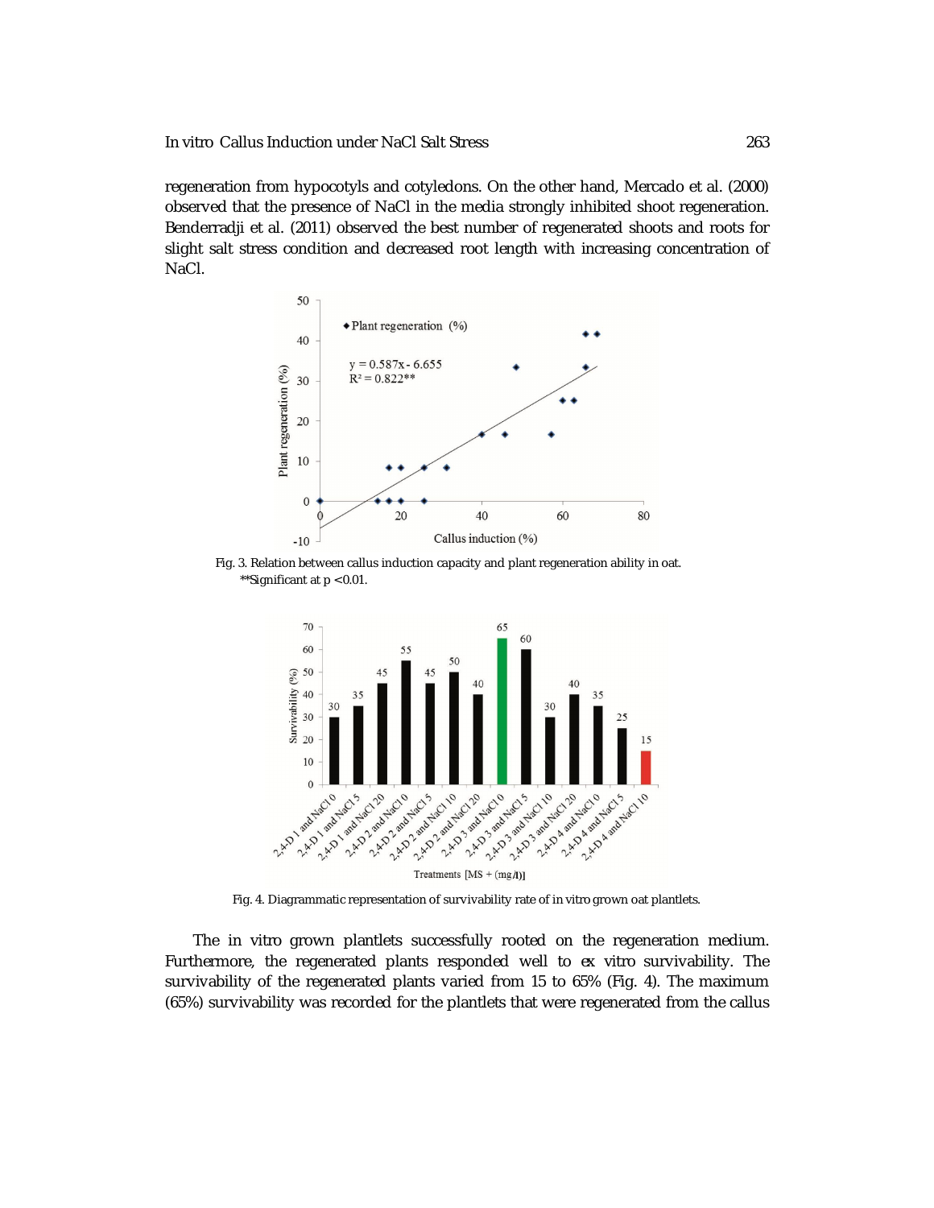regeneration from hypocotyls and cotyledons. On the other hand, Mercado et al. (2000) observed that the presence of NaCl in the media strongly inhibited shoot regeneration. Benderradji et al. (2011) observed the best number of regenerated shoots and roots for slight salt stress condition and decreased root length with increasing concentration of NaCl.

Fig. 3. Relation between callus induction capacity and plant regeneration ability in oat. **Significant at $p < 0.01$.

Fig. 4. Diagrammatic representation of survivability rate of in vitro grown oat plantlets.

The in vitro grown plantlets successfully rooted on the regeneration medium. Furthermore, the regenerated plants responded well to ex vitro survivability. The survivability of the regenerated plants varied from 15 to 65% (Fig. 4). The maximum (65%) survivability was recorded for the plantlets that were regenerated from the callus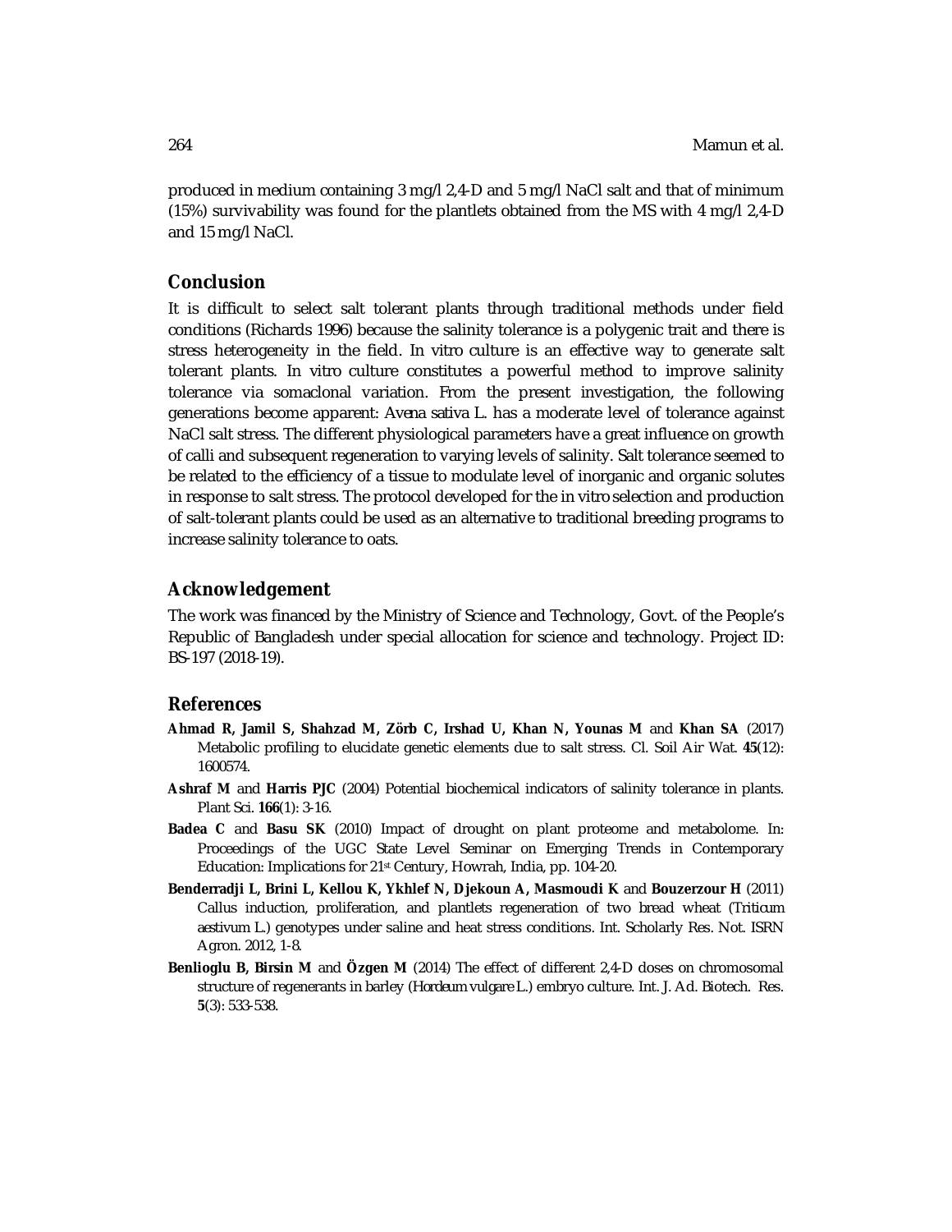produced in medium containing 3 mg/l 2,4-D and 5 mg/l NaCl salt and that of minimum (15%) survivability was found for the plantlets obtained from the MS with 4 mg/l 2,4-D and 15 mg/l NaCl.

## Conclusion

It is difficult to select salt tolerant plants through traditional methods under field conditions (Richards 1996) because the salinity tolerance is a polygenic trait and there is stress heterogeneity in the field. In vitro culture is an effective way to generate salt tolerant plants. In vitro culture constitutes a powerful method to improve salinity tolerance via somaclonal variation. From the present investigation, the following generations become apparent: *Avena sativa* L. has a moderate level of tolerance against NaCl salt stress. The different physiological parameters have a great influence on growth of calli and subsequent regeneration to varying levels of salinity. Salt tolerance seemed to be related to the efficiency of a tissue to modulate level of inorganic and organic solutes in response to salt stress. The protocol developed for the in vitro selection and production of salt-tolerant plants could be used as an alternative to traditional breeding programs to increase salinity tolerance to oats.

## Acknowledgement

The work was financed by the Ministry of Science and Technology, Govt. of the People's Republic of Bangladesh under special allocation for science and technology. Project ID: BS-197 (2018-19).

## References

**Ahmad R, Jamil S, Shahzad M, Zörb C, Irshad U, Khan N, Younas M** and **Khan SA** (2017) Metabolic profiling to elucidate genetic elements due to salt stress. Cl. Soil Air Wat. **45**(12): 1600574.

**Ashraf M** and **Harris PJC** (2004) Potential biochemical indicators of salinity tolerance in plants. Plant Sci. **166**(1): 3-16.

**Badea C** and **Basu SK** (2010) Impact of drought on plant proteome and metabolome. In: Proceedings of the UGC State Level Seminar on Emerging Trends in Contemporary Education: Implications for 21st Century, Howrah, India, pp. 104-20.

**Benderradji L, Brini L, Kellou K, Ykhlef N, Djekoun A, Masmoudi K** and **Bouzerzour H** (2011) Callus induction, proliferation, and plantlets regeneration of two bread wheat (*Triticum aestivum* L.) genotypes under saline and heat stress conditions. Int. Scholarly Res. Not. ISRN Agron. 2012, 1-8.

**Benlioglu B, Birsin M** and **Özgen M** (2014) The effect of different 2,4-D doses on chromosomal structure of regenerants in barley (*Hordeum vulgare* L.) embryo culture. Int. J. Ad. Biotech. Res. **5**(3): 533-538.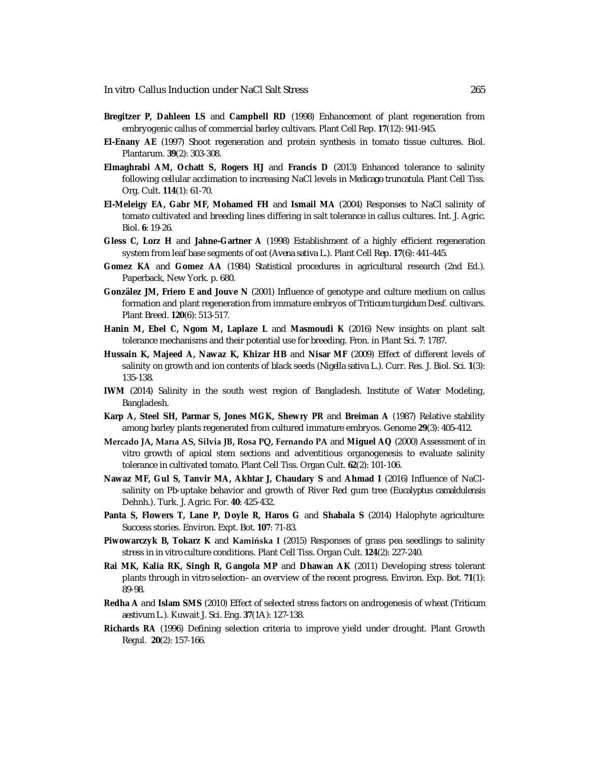**Bregitzer P, Dahleen LS** and **Campbell RD** (1998) Enhancement of plant regeneration from embryogenic callus of commercial barley cultivars. Plant Cell Rep. **17**(12): 941-945.

**El-Enany AE** (1997) Shoot regeneration and protein synthesis in tomato tissue cultures. Biol. Plantarum. **39**(2): 303-308.

**Elmaghrabi AM, Ochatt S, Rogers HJ** and **Francis D** (2013) Enhanced tolerance to salinity following cellular acclimation to increasing NaCl levels in *Medicago truncatula*. Plant Cell Tiss. Org. Cult. **114**(1): 61-70.

**El-Meleigy EA, Gabr MF, Mohamed FH** and **Ismail MA** (2004) Responses to NaCl salinity of tomato cultivated and breeding lines differing in salt tolerance in callus cultures. Int. J. Agric. Biol. **6**: 19-26.

**Gless C, Lorz H** and **Jahne-Gartner A** (1998) Establishment of a highly efficient regeneration system from leaf base segments of oat (*Avena sativa* L.). Plant Cell Rep. **17**(6): 441-445.

**Gomez KA** and **Gomez AA** (1984) Statistical procedures in agricultural research (2nd Ed.). Paperback, New York. p. 680.

**Gonzälez JM, Friero E and Jouve N** (2001) Influence of genotype and culture medium on callus formation and plant regeneration from immature embryos of *Triticum turgidum* Desf. cultivars. Plant Breed. **120**(6): 513-517.

**Hanin M, Ebel C, Ngom M, Laplaze L** and **Masmoudi K** (2016) New insights on plant salt tolerance mechanisms and their potential use for breeding. Fron. in Plant Sci. **7**: 1787.

**Hussain K, Majeed A, Nawaz K, Khizar HB** and **Nisar MF** (2009) Effect of different levels of salinity on growth and ion contents of black seeds (*Nigella sativa* L.). Curr. Res. J. Biol. Sci. **1**(3): 135-138.

**IWM** (2014) Salinity in the south west region of Bangladesh. Institute of Water Modeling, Bangladesh.

**Karp A, Steel SH, Parmar S, Jones MGK, Shewry PR** and **Breiman A** (1987) Relative stability among barley plants regenerated from cultured immature embryos. Genome **29**(3): 405-412.

**Mercado JA, Marıa AS, Silvia JB, Rosa PQ, Fernando PA** and **Miguel AQ** (2000) Assessment of in vitro growth of apical stem sections and adventitious organogenesis to evaluate salinity tolerance in cultivated tomato. Plant Cell Tiss. Organ Cult. **62**(2): 101-106.

**Nawaz MF, Gul S, Tanvir MA, Akhtar J, Chaudary S** and **Ahmad I** (2016) Influence of NaCl-salinity on Pb-uptake behavior and growth of River Red gum tree (*Eucalyptus camaldulensis* Dehnh.). Turk. J. Agric. For. **40**: 425-432.

**Panta S, Flowers T, Lane P, Doyle R, Haros G** and **Shabala S** (2014) Halophyte agriculture: Success stories. Environ. Expt. Bot. **107**: 71-83.

**Piwowarczyk B, Tokarz K** and **Kamińska I** (2015) Responses of grass pea seedlings to salinity stress in in vitro culture conditions. Plant Cell Tiss. Organ Cult. **124**(2): 227-240.

**Rai MK, Kalia RK, Singh R, Gangola MP** and **Dhawan AK** (2011) Developing stress tolerant plants through in vitro selection– an overview of the recent progress. Environ. Exp. Bot. **71**(1): 89-98.

**Redha A** and **Islam SMS** (2010) Effect of selected stress factors on androgenesis of wheat (*Triticum aestivum* L.). Kuwait J. Sci. Eng. **37**(1A): 127-138.

**Richards RA** (1996) Defining selection criteria to improve yield under drought. Plant Growth Regul. **20**(2): 157-166.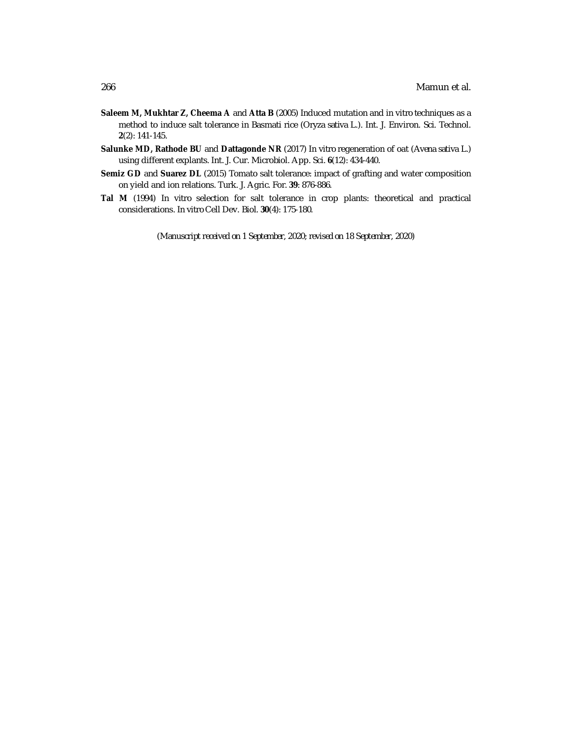**Saleem M, Mukhtar Z, Cheema A** and **Atta B** (2005) Induced mutation and in vitro techniques as a method to induce salt tolerance in Basmati rice (*Oryza sativa* L.). Int. J. Environ. Sci. Technol. **2**(2): 141-145.

**Salunke MD, Rathode BU** and **Dattagonde NR** (2017) In vitro regeneration of oat (*Avena sativa* L.) using different explants. Int. J. Cur. Microbiol. App. Sci. **6**(12): 434-440.

**Semiz GD** and **Suarez DL** (2015) Tomato salt tolerance: impact of grafting and water composition on yield and ion relations. Turk. J. Agric. For. **39**: 876-886.

**Tal M** (1994) In vitro selection for salt tolerance in crop plants: theoretical and practical considerations. In vitro Cell Dev. Biol. **30**(4): 175-180.

*(Manuscript received on 1 September, 2020; revised on 18 September, 2020)*